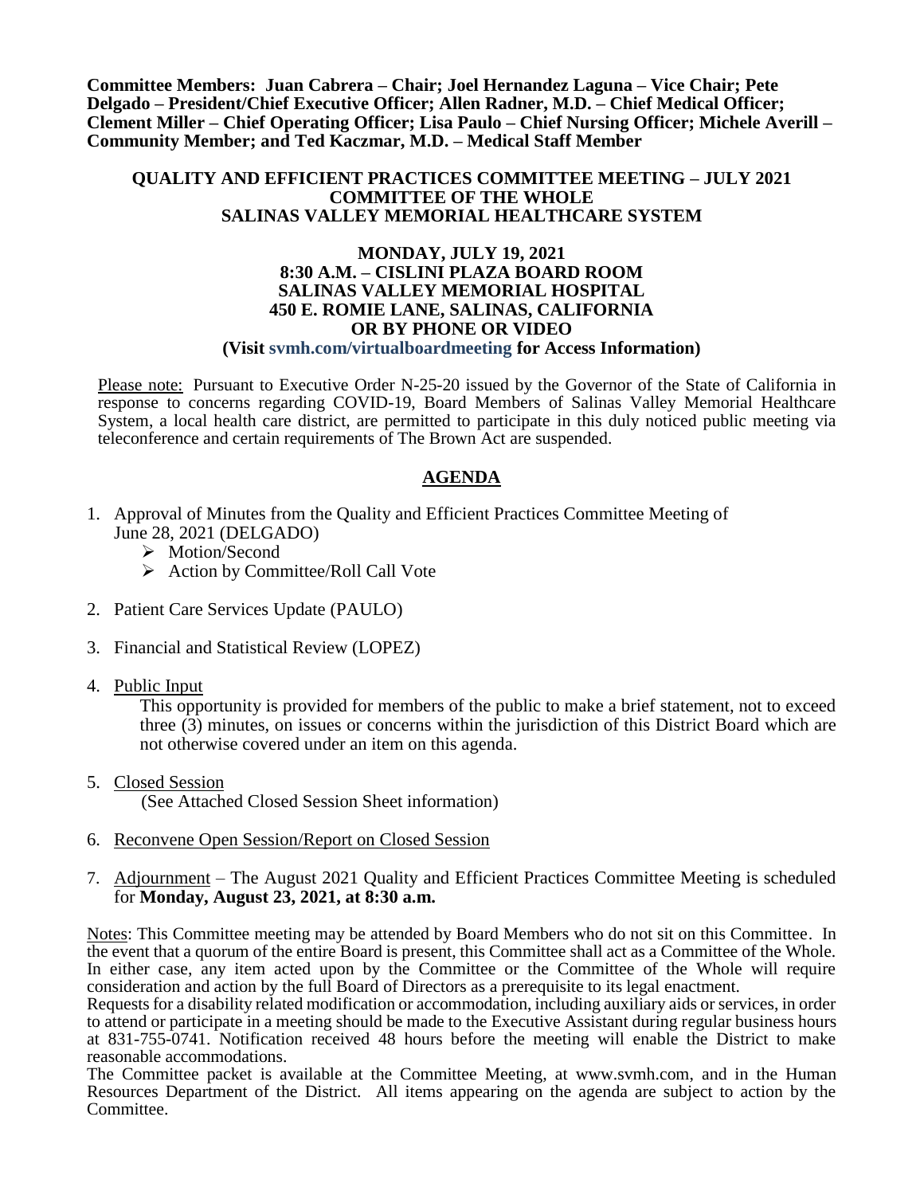**Committee Members: Juan Cabrera – Chair; Joel Hernandez Laguna – Vice Chair; Pete Delgado – President/Chief Executive Officer; Allen Radner, M.D. – Chief Medical Officer; Clement Miller – Chief Operating Officer; Lisa Paulo – Chief Nursing Officer; Michele Averill – Community Member; and Ted Kaczmar, M.D. – Medical Staff Member**

# QUALITY AND EFFICIENT PRACTICES COMMITTEE MEETING – JULY 2021
## COMMITTEE OF THE WHOLE
## SALINAS VALLEY MEMORIAL HEALTHCARE SYSTEM

**MONDAY, JULY 19, 2021**
**8:30 A.M. – CISLINI PLAZA BOARD ROOM**
**SALINAS VALLEY MEMORIAL HOSPITAL**
**450 E. ROMIE LANE, SALINAS, CALIFORNIA**
**OR BY PHONE OR VIDEO**
**(Visit svmh.com/virtualboardmeeting for Access Information)**

Please note: Pursuant to Executive Order N-25-20 issued by the Governor of the State of California in response to concerns regarding COVID-19, Board Members of Salinas Valley Memorial Healthcare System, a local health care district, are permitted to participate in this duly noticed public meeting via teleconference and certain requirements of The Brown Act are suspended.

## AGENDA

1. Approval of Minutes from the Quality and Efficient Practices Committee Meeting of June 28, 2021 (DELGADO)
   - Motion/Second
   - Action by Committee/Roll Call Vote

2. Patient Care Services Update (PAULO)

3. Financial and Statistical Review (LOPEZ)

4. Public Input

   This opportunity is provided for members of the public to make a brief statement, not to exceed three (3) minutes, on issues or concerns within the jurisdiction of this District Board which are not otherwise covered under an item on this agenda.

5. Closed Session

   (See Attached Closed Session Sheet information)

6. Reconvene Open Session/Report on Closed Session

7. Adjournment – The August 2021 Quality and Efficient Practices Committee Meeting is scheduled for **Monday, August 23, 2021, at 8:30 a.m.**

Notes: This Committee meeting may be attended by Board Members who do not sit on this Committee. In the event that a quorum of the entire Board is present, this Committee shall act as a Committee of the Whole. In either case, any item acted upon by the Committee or the Committee of the Whole will require consideration and action by the full Board of Directors as a prerequisite to its legal enactment.

Requests for a disability related modification or accommodation, including auxiliary aids or services, in order to attend or participate in a meeting should be made to the Executive Assistant during regular business hours at 831-755-0741. Notification received 48 hours before the meeting will enable the District to make reasonable accommodations.

The Committee packet is available at the Committee Meeting, at www.svmh.com, and in the Human Resources Department of the District. All items appearing on the agenda are subject to action by the Committee.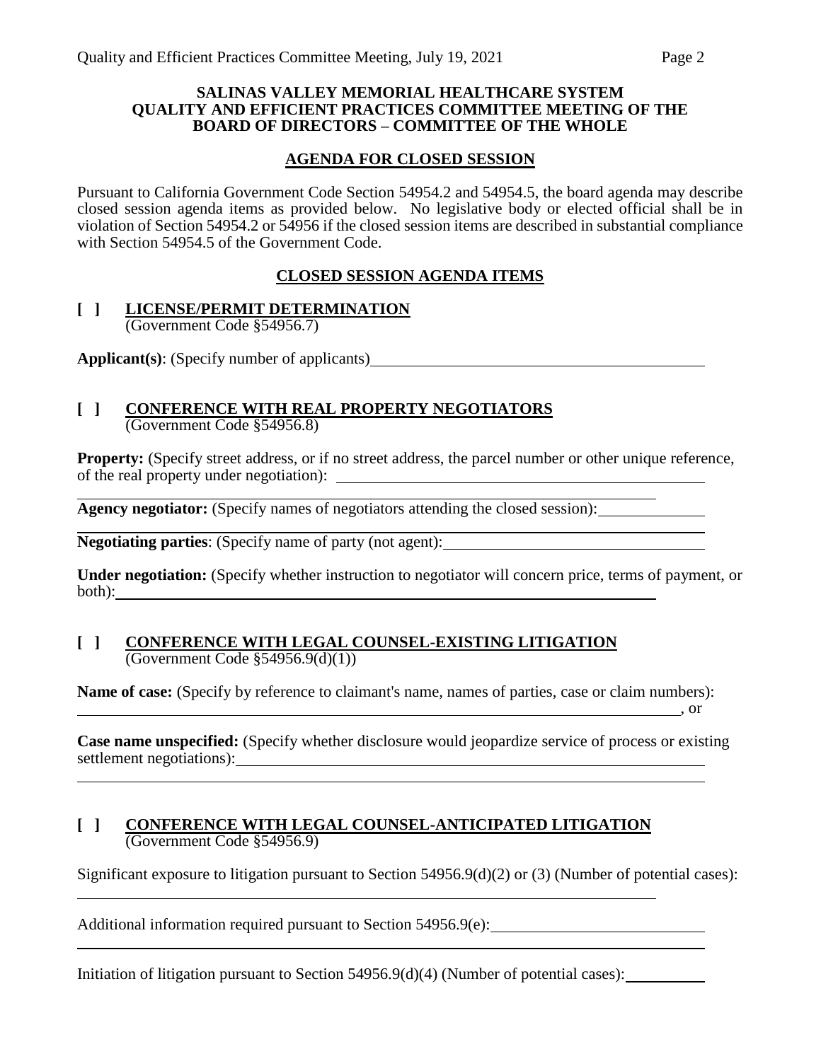**SALINAS VALLEY MEMORIAL HEALTHCARE SYSTEM**
**QUALITY AND EFFICIENT PRACTICES COMMITTEE MEETING OF THE BOARD OF DIRECTORS – COMMITTEE OF THE WHOLE**

## AGENDA FOR CLOSED SESSION

Pursuant to California Government Code Section 54954.2 and 54954.5, the board agenda may describe closed session agenda items as provided below. No legislative body or elected official shall be in violation of Section 54954.2 or 54956 if the closed session items are described in substantial compliance with Section 54954.5 of the Government Code.

## CLOSED SESSION AGENDA ITEMS

### [ ] LICENSE/PERMIT DETERMINATION
(Government Code §54956.7)

**Applicant(s)**: (Specify number of applicants)______________________________

### [ ] CONFERENCE WITH REAL PROPERTY NEGOTIATORS
(Government Code §54956.8)

**Property:** (Specify street address, or if no street address, the parcel number or other unique reference, of the real property under negotiation): ______________________________

**Agency negotiator:** (Specify names of negotiators attending the closed session):______________________________

**Negotiating parties**: (Specify name of party (not agent):______________________________

**Under negotiation:** (Specify whether instruction to negotiator will concern price, terms of payment, or both):______________________________

### [ ] CONFERENCE WITH LEGAL COUNSEL-EXISTING LITIGATION
(Government Code §54956.9(d)(1))

**Name of case:** (Specify by reference to claimant's name, names of parties, case or claim numbers): ______________________________, or

**Case name unspecified:** (Specify whether disclosure would jeopardize service of process or existing settlement negotiations):______________________________

### [ ] CONFERENCE WITH LEGAL COUNSEL-ANTICIPATED LITIGATION
(Government Code §54956.9)

Significant exposure to litigation pursuant to Section 54956.9(d)(2) or (3) (Number of potential cases): ______________________________

Additional information required pursuant to Section 54956.9(e):______________________________

Initiation of litigation pursuant to Section 54956.9(d)(4) (Number of potential cases):__________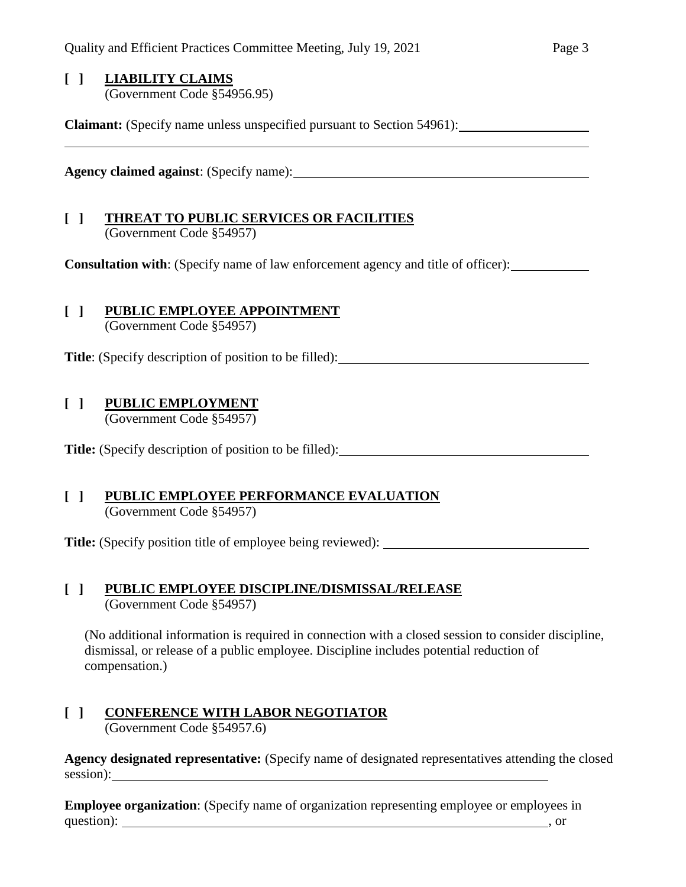**[ ] LIABILITY CLAIMS**
(Government Code §54956.95)

**Claimant:** (Specify name unless unspecified pursuant to Section 54961): ____________________

______________________________________________________________________________

**Agency claimed against**: (Specify name): ____________________________________________

**[ ] THREAT TO PUBLIC SERVICES OR FACILITIES**
(Government Code §54957)

**Consultation with**: (Specify name of law enforcement agency and title of officer): ____________

**[ ] PUBLIC EMPLOYEE APPOINTMENT**
(Government Code §54957)

**Title**: (Specify description of position to be filled): ______________________________________

**[ ] PUBLIC EMPLOYMENT**
(Government Code §54957)

**Title:** (Specify description of position to be filled): ______________________________________

**[ ] PUBLIC EMPLOYEE PERFORMANCE EVALUATION**
(Government Code §54957)

**Title:** (Specify position title of employee being reviewed): ________________________________

**[ ] PUBLIC EMPLOYEE DISCIPLINE/DISMISSAL/RELEASE**
(Government Code §54957)

(No additional information is required in connection with a closed session to consider discipline, dismissal, or release of a public employee. Discipline includes potential reduction of compensation.)

**[ ] CONFERENCE WITH LABOR NEGOTIATOR**
(Government Code §54957.6)

**Agency designated representative:** (Specify name of designated representatives attending the closed session): ____________________________________________________________________

**Employee organization**: (Specify name of organization representing employee or employees in question): ____________________________________________________________________, or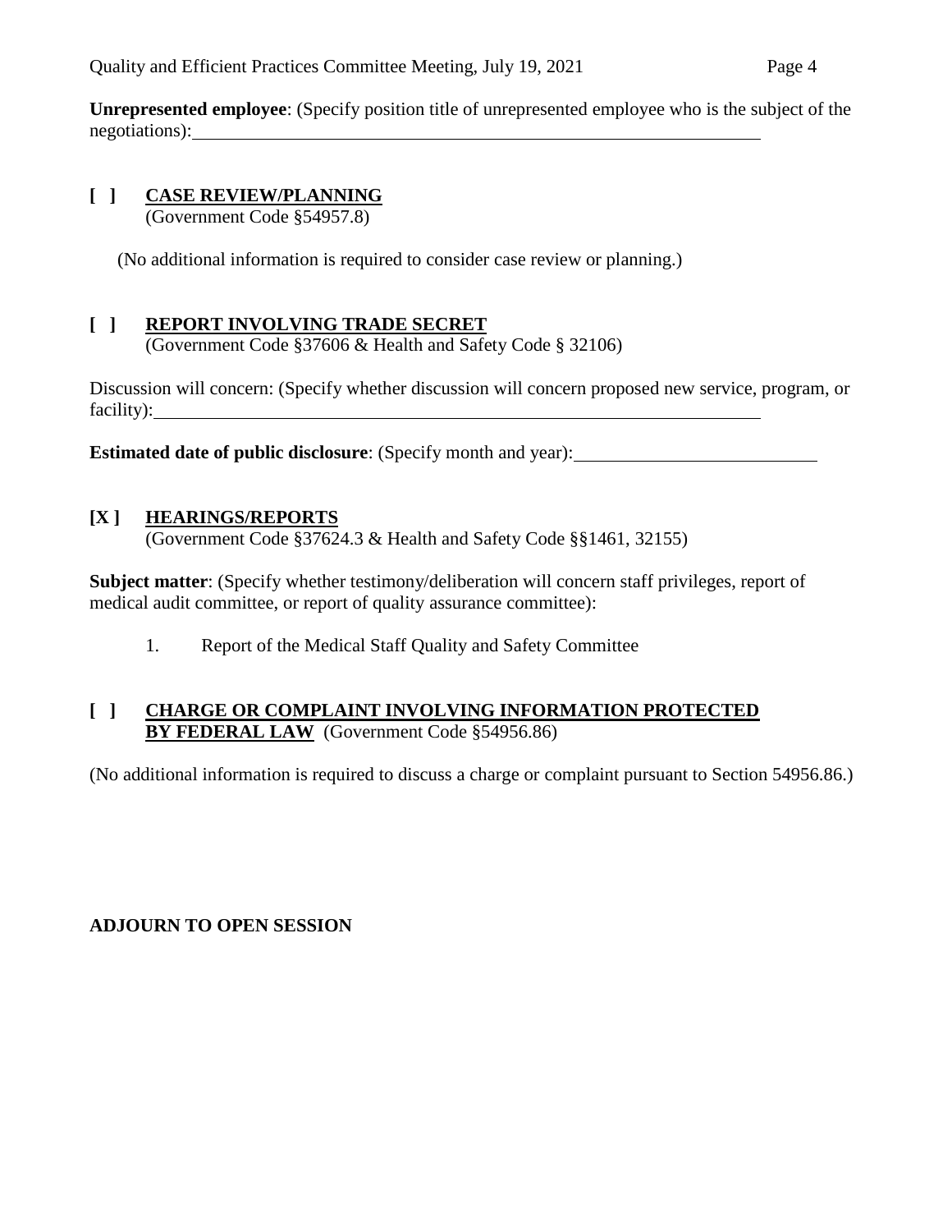**Unrepresented employee**: (Specify position title of unrepresented employee who is the subject of the negotiations):\_\_\_\_\_\_\_\_\_\_\_\_\_\_\_\_\_\_\_\_\_\_\_\_\_\_\_\_\_\_\_\_\_\_\_\_\_\_\_\_\_\_\_\_\_\_\_\_\_\_

**[ ] CASE REVIEW/PLANNING**
(Government Code §54957.8)

(No additional information is required to consider case review or planning.)

**[ ] REPORT INVOLVING TRADE SECRET**
(Government Code §37606 & Health and Safety Code § 32106)

Discussion will concern: (Specify whether discussion will concern proposed new service, program, or facility):\_\_\_\_\_\_\_\_\_\_\_\_\_\_\_\_\_\_\_\_\_\_\_\_\_\_\_\_\_\_\_\_\_\_\_\_\_\_\_\_\_\_\_\_\_\_\_\_\_\_

**Estimated date of public disclosure**: (Specify month and year):\_\_\_\_\_\_\_\_\_\_\_\_\_\_\_\_\_\_\_\_\_\_\_\_

**[X ] HEARINGS/REPORTS**
(Government Code §37624.3 & Health and Safety Code §§1461, 32155)

**Subject matter**: (Specify whether testimony/deliberation will concern staff privileges, report of medical audit committee, or report of quality assurance committee):

1. Report of the Medical Staff Quality and Safety Committee

**[ ] CHARGE OR COMPLAINT INVOLVING INFORMATION PROTECTED BY FEDERAL LAW** (Government Code §54956.86)

(No additional information is required to discuss a charge or complaint pursuant to Section 54956.86.)

**ADJOURN TO OPEN SESSION**